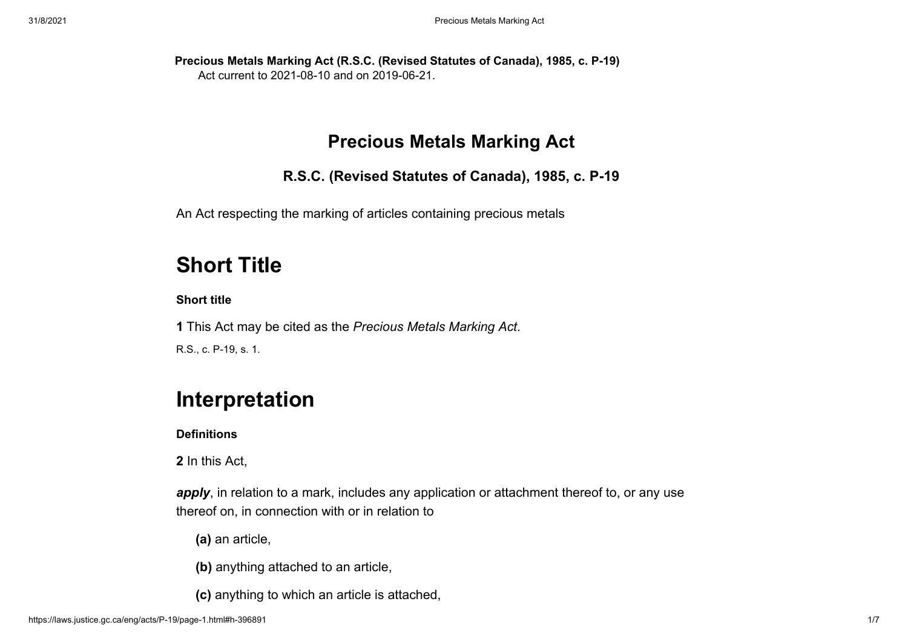**Precious Metals Marking Act (R.S.C. (Revised Statutes of Canada), 1985, c. P-19)**
Act current to 2021-08-10 and on 2019-06-21.

# Precious Metals Marking Act

## R.S.C. (Revised Statutes of Canada), 1985, c. P-19

An Act respecting the marking of articles containing precious metals

# Short Title

**Short title**

**1** This Act may be cited as the *Precious Metals Marking Act*.

R.S., c. P-19, s. 1.

# Interpretation

**Definitions**

**2** In this Act,

***apply***, in relation to a mark, includes any application or attachment thereof to, or any use thereof on, in connection with or in relation to

- **(a)** an article,
- **(b)** anything attached to an article,
- **(c)** anything to which an article is attached,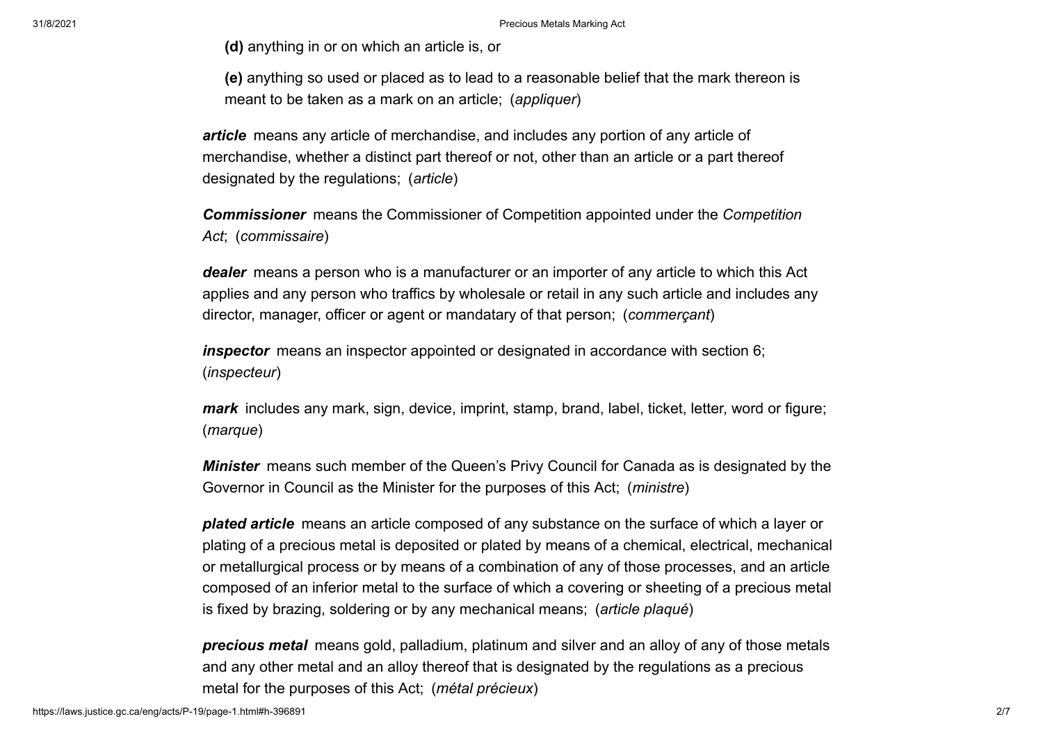**(d)** anything in or on which an article is, or

**(e)** anything so used or placed as to lead to a reasonable belief that the mark thereon is meant to be taken as a mark on an article; (*appliquer*)

***article*** means any article of merchandise, and includes any portion of any article of merchandise, whether a distinct part thereof or not, other than an article or a part thereof designated by the regulations; (*article*)

***Commissioner*** means the Commissioner of Competition appointed under the *Competition Act*; (*commissaire*)

***dealer*** means a person who is a manufacturer or an importer of any article to which this Act applies and any person who traffics by wholesale or retail in any such article and includes any director, manager, officer or agent or mandatary of that person; (*commerçant*)

***inspector*** means an inspector appointed or designated in accordance with section 6; (*inspecteur*)

***mark*** includes any mark, sign, device, imprint, stamp, brand, label, ticket, letter, word or figure; (*marque*)

***Minister*** means such member of the Queen's Privy Council for Canada as is designated by the Governor in Council as the Minister for the purposes of this Act; (*ministre*)

***plated article*** means an article composed of any substance on the surface of which a layer or plating of a precious metal is deposited or plated by means of a chemical, electrical, mechanical or metallurgical process or by means of a combination of any of those processes, and an article composed of an inferior metal to the surface of which a covering or sheeting of a precious metal is fixed by brazing, soldering or by any mechanical means; (*article plaqué*)

***precious metal*** means gold, palladium, platinum and silver and an alloy of any of those metals and any other metal and an alloy thereof that is designated by the regulations as a precious metal for the purposes of this Act; (*métal précieux*)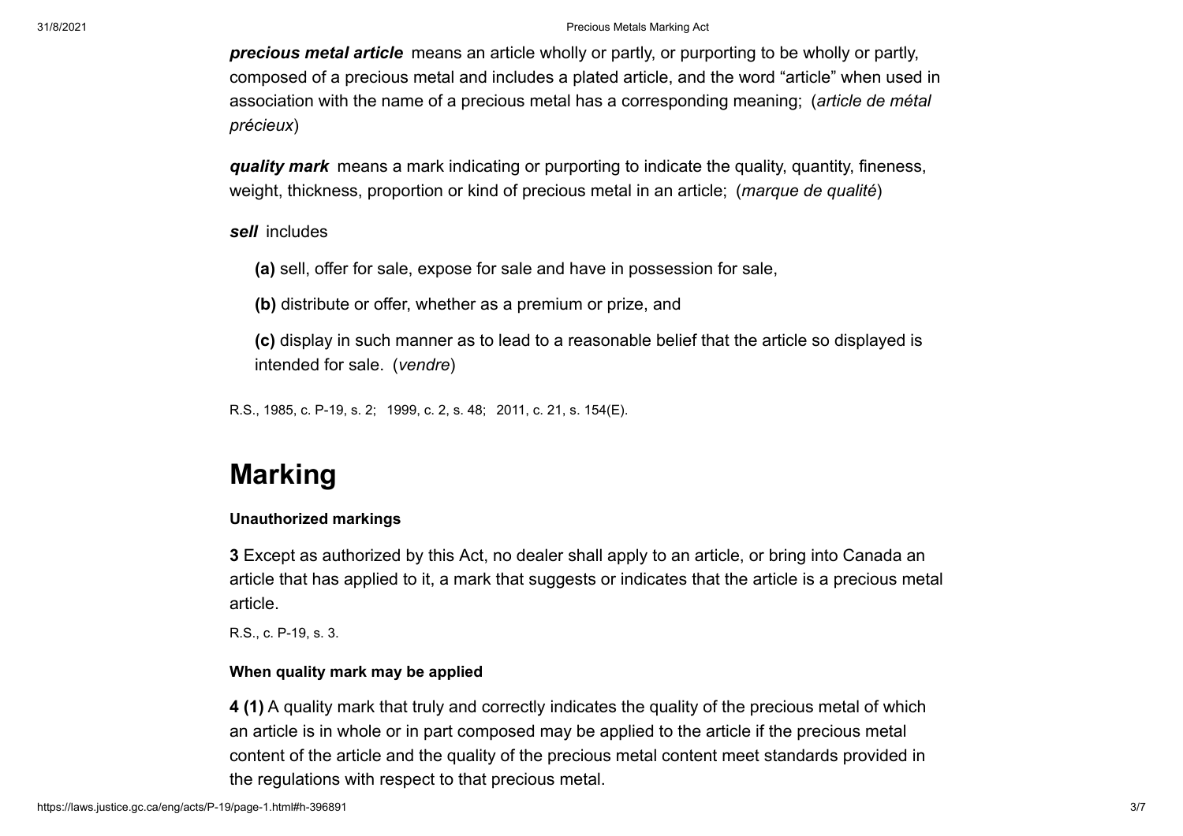***precious metal article*** means an article wholly or partly, or purporting to be wholly or partly, composed of a precious metal and includes a plated article, and the word “article” when used in association with the name of a precious metal has a corresponding meaning; (*article de métal précieux*)

***quality mark*** means a mark indicating or purporting to indicate the quality, quantity, fineness, weight, thickness, proportion or kind of precious metal in an article; (*marque de qualité*)

***sell*** includes

**(a)** sell, offer for sale, expose for sale and have in possession for sale,

**(b)** distribute or offer, whether as a premium or prize, and

**(c)** display in such manner as to lead to a reasonable belief that the article so displayed is intended for sale. (*vendre*)

R.S., 1985, c. P-19, s. 2; 1999, c. 2, s. 48; 2011, c. 21, s. 154(E).

# Marking

**Unauthorized markings**

**3** Except as authorized by this Act, no dealer shall apply to an article, or bring into Canada an article that has applied to it, a mark that suggests or indicates that the article is a precious metal article.

R.S., c. P-19, s. 3.

**When quality mark may be applied**

**4 (1)** A quality mark that truly and correctly indicates the quality of the precious metal of which an article is in whole or in part composed may be applied to the article if the precious metal content of the article and the quality of the precious metal content meet standards provided in the regulations with respect to that precious metal.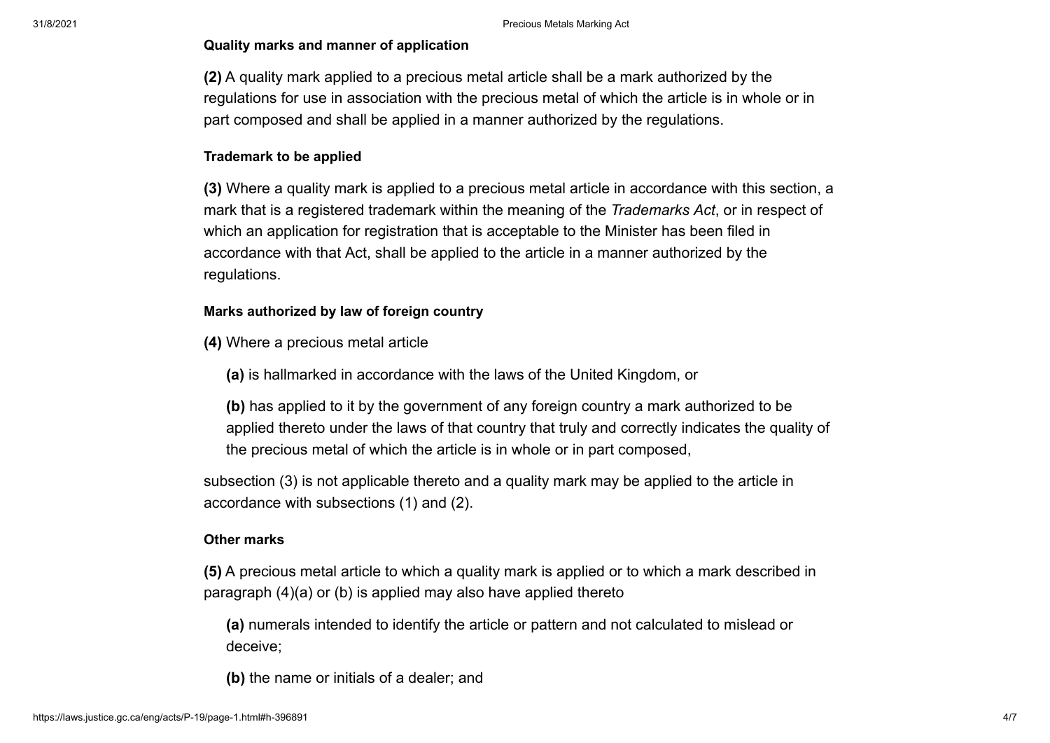**Quality marks and manner of application**

**(2)** A quality mark applied to a precious metal article shall be a mark authorized by the regulations for use in association with the precious metal of which the article is in whole or in part composed and shall be applied in a manner authorized by the regulations.

**Trademark to be applied**

**(3)** Where a quality mark is applied to a precious metal article in accordance with this section, a mark that is a registered trademark within the meaning of the *Trademarks Act*, or in respect of which an application for registration that is acceptable to the Minister has been filed in accordance with that Act, shall be applied to the article in a manner authorized by the regulations.

**Marks authorized by law of foreign country**

**(4)** Where a precious metal article

- **(a)** is hallmarked in accordance with the laws of the United Kingdom, or
- **(b)** has applied to it by the government of any foreign country a mark authorized to be applied thereto under the laws of that country that truly and correctly indicates the quality of the precious metal of which the article is in whole or in part composed,

subsection (3) is not applicable thereto and a quality mark may be applied to the article in accordance with subsections (1) and (2).

**Other marks**

**(5)** A precious metal article to which a quality mark is applied or to which a mark described in paragraph (4)(a) or (b) is applied may also have applied thereto

- **(a)** numerals intended to identify the article or pattern and not calculated to mislead or deceive;
- **(b)** the name or initials of a dealer; and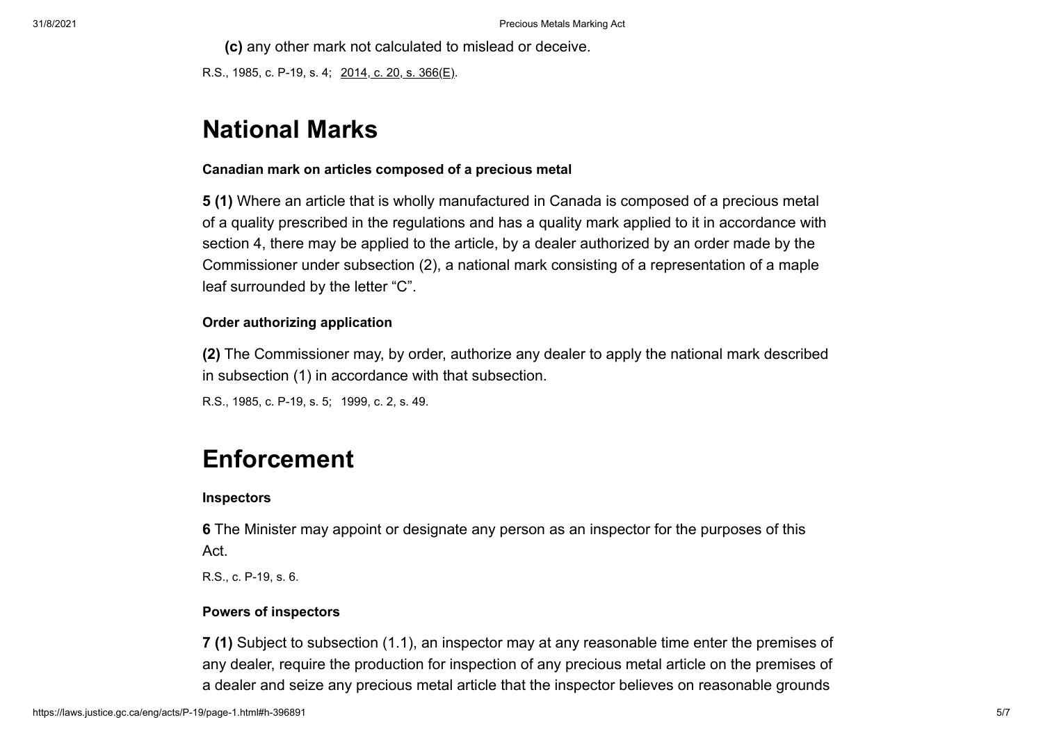**(c)** any other mark not calculated to mislead or deceive.

R.S., 1985, c. P-19, s. 4; 2014, c. 20, s. 366(E).

## National Marks

### Canadian mark on articles composed of a precious metal

**5 (1)** Where an article that is wholly manufactured in Canada is composed of a precious metal of a quality prescribed in the regulations and has a quality mark applied to it in accordance with section 4, there may be applied to the article, by a dealer authorized by an order made by the Commissioner under subsection (2), a national mark consisting of a representation of a maple leaf surrounded by the letter “C”.

### Order authorizing application

**(2)** The Commissioner may, by order, authorize any dealer to apply the national mark described in subsection (1) in accordance with that subsection.

R.S., 1985, c. P-19, s. 5; 1999, c. 2, s. 49.

## Enforcement

### Inspectors

**6** The Minister may appoint or designate any person as an inspector for the purposes of this Act.

R.S., c. P-19, s. 6.

### Powers of inspectors

**7 (1)** Subject to subsection (1.1), an inspector may at any reasonable time enter the premises of any dealer, require the production for inspection of any precious metal article on the premises of a dealer and seize any precious metal article that the inspector believes on reasonable grounds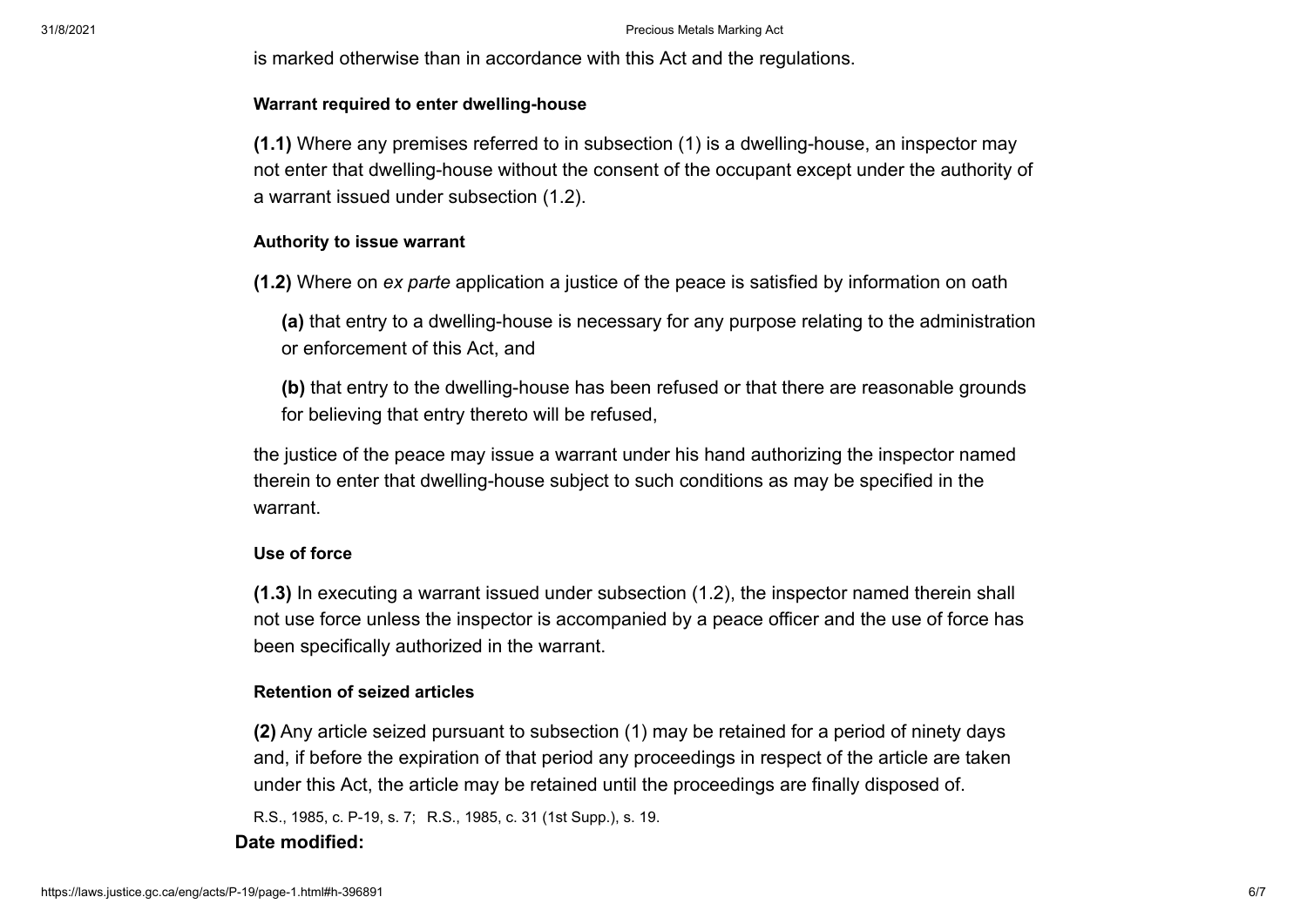is marked otherwise than in accordance with this Act and the regulations.

#### Warrant required to enter dwelling-house

**(1.1)** Where any premises referred to in subsection (1) is a dwelling-house, an inspector may not enter that dwelling-house without the consent of the occupant except under the authority of a warrant issued under subsection (1.2).

#### Authority to issue warrant

**(1.2)** Where on *ex parte* application a justice of the peace is satisfied by information on oath

- **(a)** that entry to a dwelling-house is necessary for any purpose relating to the administration or enforcement of this Act, and

- **(b)** that entry to the dwelling-house has been refused or that there are reasonable grounds for believing that entry thereto will be refused,

the justice of the peace may issue a warrant under his hand authorizing the inspector named therein to enter that dwelling-house subject to such conditions as may be specified in the warrant.

#### Use of force

**(1.3)** In executing a warrant issued under subsection (1.2), the inspector named therein shall not use force unless the inspector is accompanied by a peace officer and the use of force has been specifically authorized in the warrant.

#### Retention of seized articles

**(2)** Any article seized pursuant to subsection (1) may be retained for a period of ninety days and, if before the expiration of that period any proceedings in respect of the article are taken under this Act, the article may be retained until the proceedings are finally disposed of.

R.S., 1985, c. P-19, s. 7; R.S., 1985, c. 31 (1st Supp.), s. 19.

**Date modified:**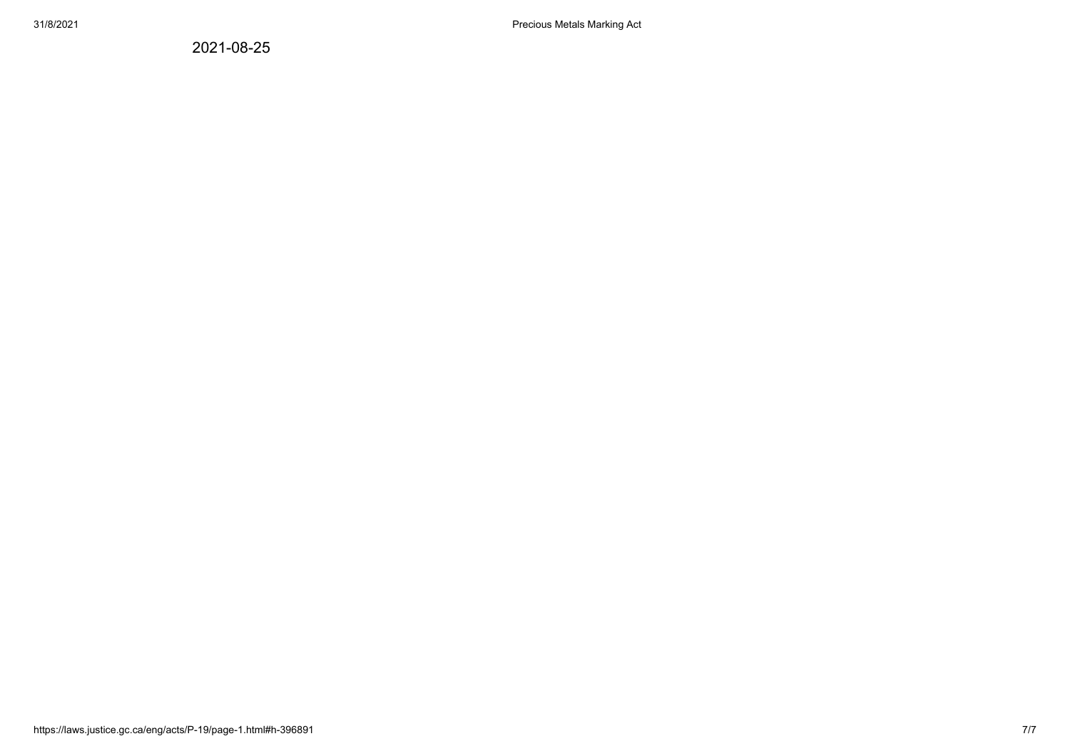2021-08-25